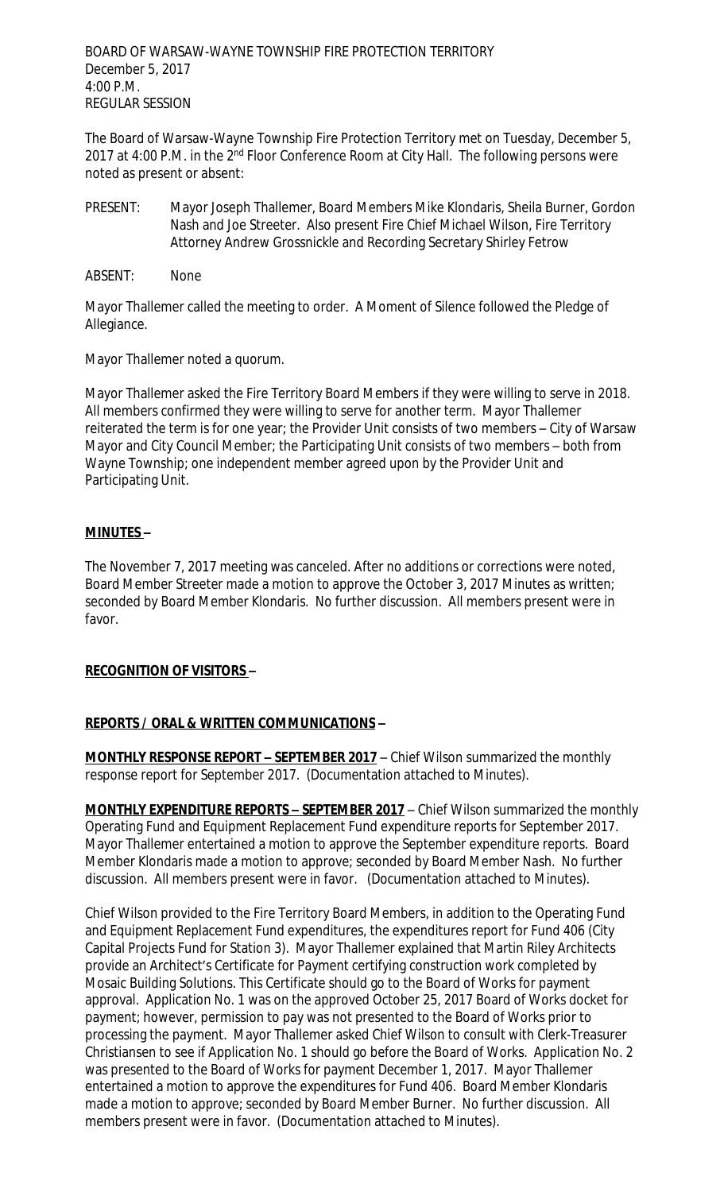BOARD OF WARSAW-WAYNE TOWNSHIP FIRE PROTECTION TERRITORY
December 5, 2017
4:00 P.M.
REGULAR SESSION

The Board of Warsaw-Wayne Township Fire Protection Territory met on Tuesday, December 5, 2017 at 4:00 P.M. in the 2nd Floor Conference Room at City Hall. The following persons were noted as present or absent:

PRESENT: Mayor Joseph Thallemer, Board Members Mike Klondaris, Sheila Burner, Gordon Nash and Joe Streeter. Also present Fire Chief Michael Wilson, Fire Territory Attorney Andrew Grossnickle and Recording Secretary Shirley Fetrow

ABSENT: None

Mayor Thallemer called the meeting to order. A Moment of Silence followed the Pledge of Allegiance.

Mayor Thallemer noted a quorum.

Mayor Thallemer asked the Fire Territory Board Members if they were willing to serve in 2018. All members confirmed they were willing to serve for another term. Mayor Thallemer reiterated the term is for one year; the Provider Unit consists of two members – City of Warsaw Mayor and City Council Member; the Participating Unit consists of two members – both from Wayne Township; one independent member agreed upon by the Provider Unit and Participating Unit.

**MINUTES –**

The November 7, 2017 meeting was canceled. After no additions or corrections were noted, Board Member Streeter made a motion to approve the October 3, 2017 Minutes as written; seconded by Board Member Klondaris. No further discussion. All members present were in favor.

**RECOGNITION OF VISITORS –**

**REPORTS / ORAL & WRITTEN COMMUNICATIONS –**

**MONTHLY RESPONSE REPORT – SEPTEMBER 2017** – Chief Wilson summarized the monthly response report for September 2017. (Documentation attached to Minutes).

**MONTHLY EXPENDITURE REPORTS – SEPTEMBER 2017** – Chief Wilson summarized the monthly Operating Fund and Equipment Replacement Fund expenditure reports for September 2017. Mayor Thallemer entertained a motion to approve the September expenditure reports. Board Member Klondaris made a motion to approve; seconded by Board Member Nash. No further discussion. All members present were in favor. (Documentation attached to Minutes).

Chief Wilson provided to the Fire Territory Board Members, in addition to the Operating Fund and Equipment Replacement Fund expenditures, the expenditures report for Fund 406 (City Capital Projects Fund for Station 3). Mayor Thallemer explained that Martin Riley Architects provide an Architect's Certificate for Payment certifying construction work completed by Mosaic Building Solutions. This Certificate should go to the Board of Works for payment approval. Application No. 1 was on the approved October 25, 2017 Board of Works docket for payment; however, permission to pay was not presented to the Board of Works prior to processing the payment. Mayor Thallemer asked Chief Wilson to consult with Clerk-Treasurer Christiansen to see if Application No. 1 should go before the Board of Works. Application No. 2 was presented to the Board of Works for payment December 1, 2017. Mayor Thallemer entertained a motion to approve the expenditures for Fund 406. Board Member Klondaris made a motion to approve; seconded by Board Member Burner. No further discussion. All members present were in favor. (Documentation attached to Minutes).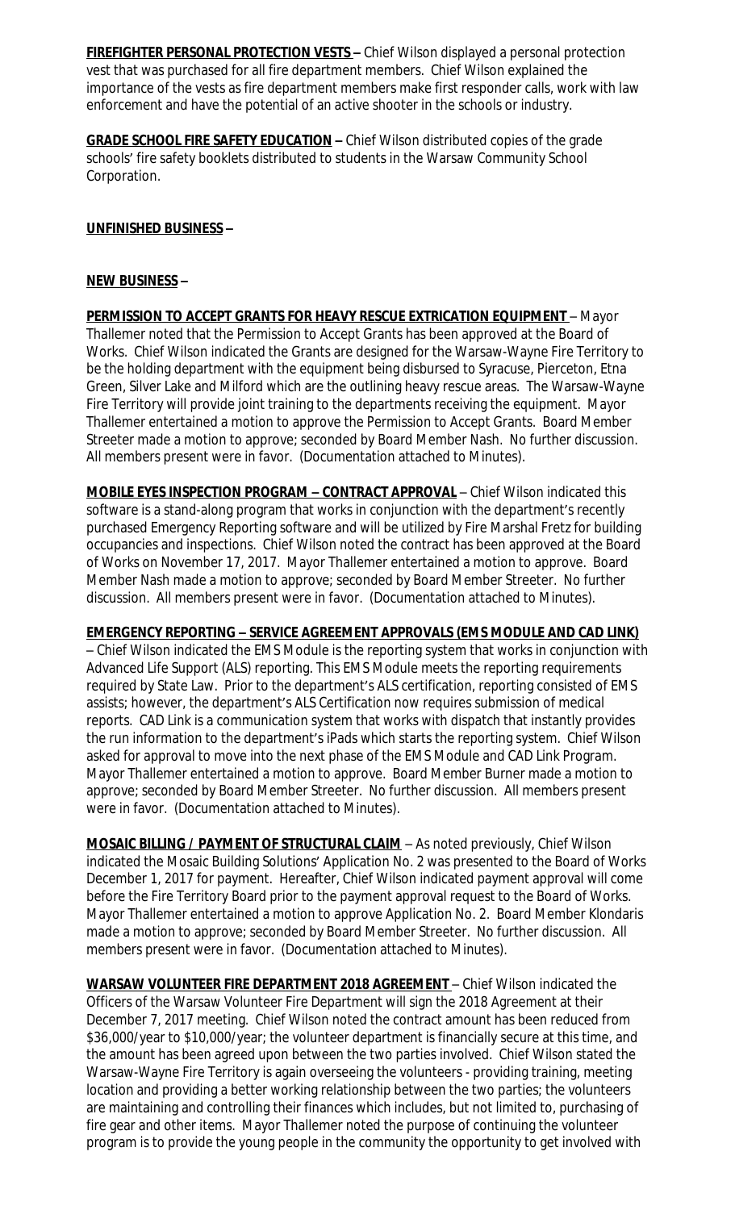**<u>FIREFIGHTER PERSONAL PROTECTION VESTS</u> –** Chief Wilson displayed a personal protection vest that was purchased for all fire department members. Chief Wilson explained the importance of the vests as fire department members make first responder calls, work with law enforcement and have the potential of an active shooter in the schools or industry.

**<u>GRADE SCHOOL FIRE SAFETY EDUCATION</u> –** Chief Wilson distributed copies of the grade schools' fire safety booklets distributed to students in the Warsaw Community School Corporation.

**<u>UNFINISHED BUSINESS</u> –**

**<u>NEW BUSINESS</u> –**

**<u>PERMISSION TO ACCEPT GRANTS FOR HEAVY RESCUE EXTRICATION EQUIPMENT</u>** – Mayor Thallemer noted that the Permission to Accept Grants has been approved at the Board of Works. Chief Wilson indicated the Grants are designed for the Warsaw-Wayne Fire Territory to be the holding department with the equipment being disbursed to Syracuse, Pierceton, Etna Green, Silver Lake and Milford which are the outlining heavy rescue areas. The Warsaw-Wayne Fire Territory will provide joint training to the departments receiving the equipment. Mayor Thallemer entertained a motion to approve the Permission to Accept Grants. Board Member Streeter made a motion to approve; seconded by Board Member Nash. No further discussion. All members present were in favor. (Documentation attached to Minutes).

**<u>MOBILE EYES INSPECTION PROGRAM – CONTRACT APPROVAL</u>** – Chief Wilson indicated this software is a stand-along program that works in conjunction with the department's recently purchased Emergency Reporting software and will be utilized by Fire Marshal Fretz for building occupancies and inspections. Chief Wilson noted the contract has been approved at the Board of Works on November 17, 2017. Mayor Thallemer entertained a motion to approve. Board Member Nash made a motion to approve; seconded by Board Member Streeter. No further discussion. All members present were in favor. (Documentation attached to Minutes).

**<u>EMERGENCY REPORTING – SERVICE AGREEMENT APPROVALS (EMS MODULE AND CAD LINK)</u>** – Chief Wilson indicated the EMS Module is the reporting system that works in conjunction with Advanced Life Support (ALS) reporting. This EMS Module meets the reporting requirements required by State Law. Prior to the department's ALS certification, reporting consisted of EMS assists; however, the department's ALS Certification now requires submission of medical reports. CAD Link is a communication system that works with dispatch that instantly provides the run information to the department's iPads which starts the reporting system. Chief Wilson asked for approval to move into the next phase of the EMS Module and CAD Link Program. Mayor Thallemer entertained a motion to approve. Board Member Burner made a motion to approve; seconded by Board Member Streeter. No further discussion. All members present were in favor. (Documentation attached to Minutes).

**<u>MOSAIC BILLING / PAYMENT OF STRUCTURAL CLAIM</u>** – As noted previously, Chief Wilson indicated the Mosaic Building Solutions' Application No. 2 was presented to the Board of Works December 1, 2017 for payment. Hereafter, Chief Wilson indicated payment approval will come before the Fire Territory Board prior to the payment approval request to the Board of Works. Mayor Thallemer entertained a motion to approve Application No. 2. Board Member Klondaris made a motion to approve; seconded by Board Member Streeter. No further discussion. All members present were in favor. (Documentation attached to Minutes).

**<u>WARSAW VOLUNTEER FIRE DEPARTMENT 2018 AGREEMENT</u>** – Chief Wilson indicated the Officers of the Warsaw Volunteer Fire Department will sign the 2018 Agreement at their December 7, 2017 meeting. Chief Wilson noted the contract amount has been reduced from \$36,000/year to \$10,000/year; the volunteer department is financially secure at this time, and the amount has been agreed upon between the two parties involved. Chief Wilson stated the Warsaw-Wayne Fire Territory is again overseeing the volunteers - providing training, meeting location and providing a better working relationship between the two parties; the volunteers are maintaining and controlling their finances which includes, but not limited to, purchasing of fire gear and other items. Mayor Thallemer noted the purpose of continuing the volunteer program is to provide the young people in the community the opportunity to get involved with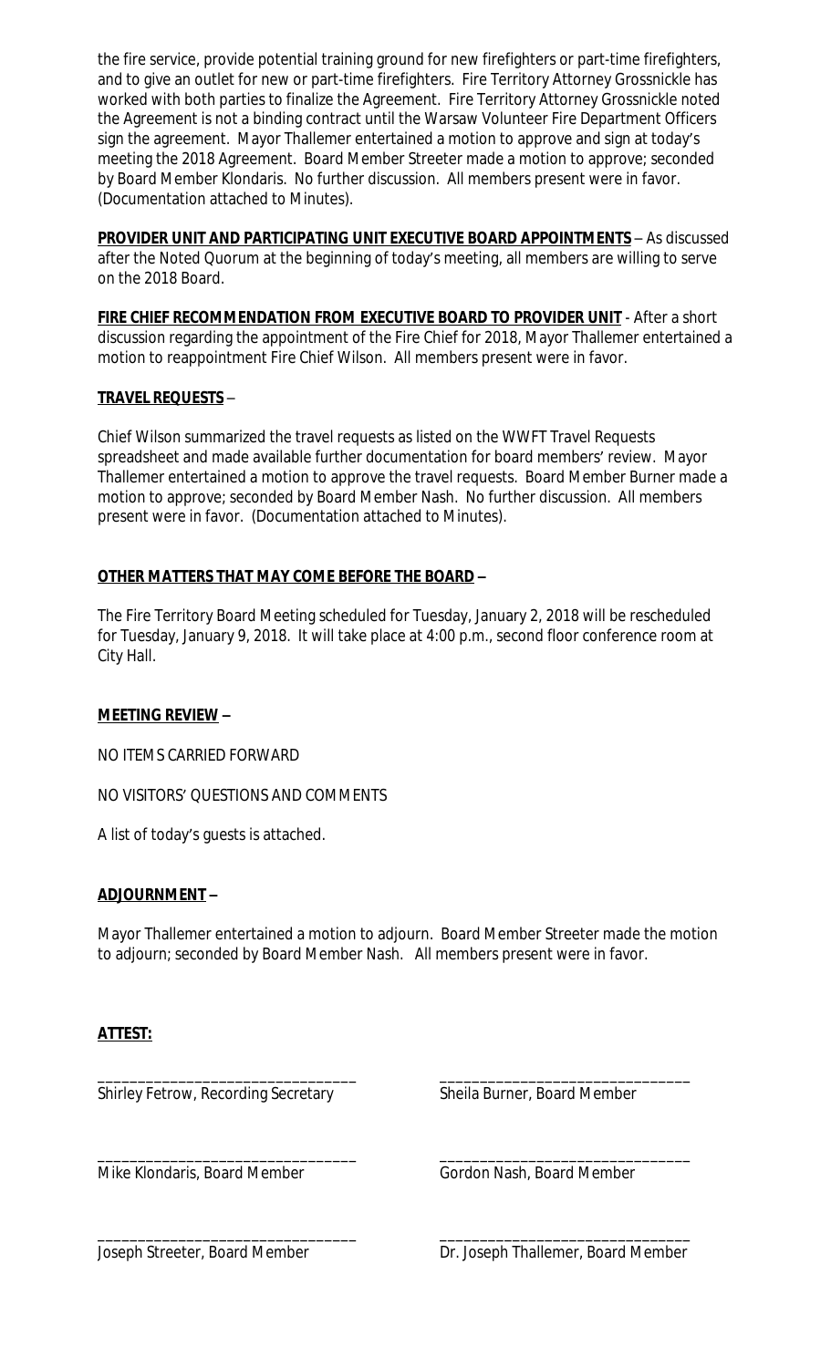the fire service, provide potential training ground for new firefighters or part-time firefighters, and to give an outlet for new or part-time firefighters. Fire Territory Attorney Grossnickle has worked with both parties to finalize the Agreement. Fire Territory Attorney Grossnickle noted the Agreement is not a binding contract until the Warsaw Volunteer Fire Department Officers sign the agreement. Mayor Thallemer entertained a motion to approve and sign at today's meeting the 2018 Agreement. Board Member Streeter made a motion to approve; seconded by Board Member Klondaris. No further discussion. All members present were in favor. (Documentation attached to Minutes).

**PROVIDER UNIT AND PARTICIPATING UNIT EXECUTIVE BOARD APPOINTMENTS** – As discussed after the Noted Quorum at the beginning of today's meeting, all members are willing to serve on the 2018 Board.

**FIRE CHIEF RECOMMENDATION FROM EXECUTIVE BOARD TO PROVIDER UNIT** - After a short discussion regarding the appointment of the Fire Chief for 2018, Mayor Thallemer entertained a motion to reappointment Fire Chief Wilson. All members present were in favor.

**TRAVEL REQUESTS** –

Chief Wilson summarized the travel requests as listed on the WWFT Travel Requests spreadsheet and made available further documentation for board members' review. Mayor Thallemer entertained a motion to approve the travel requests. Board Member Burner made a motion to approve; seconded by Board Member Nash. No further discussion. All members present were in favor. (Documentation attached to Minutes).

**OTHER MATTERS THAT MAY COME BEFORE THE BOARD –**

The Fire Territory Board Meeting scheduled for Tuesday, January 2, 2018 will be rescheduled for Tuesday, January 9, 2018. It will take place at 4:00 p.m., second floor conference room at City Hall.

**MEETING REVIEW –**

NO ITEMS CARRIED FORWARD

NO VISITORS' QUESTIONS AND COMMENTS

A list of today's guests is attached.

**ADJOURNMENT –**

Mayor Thallemer entertained a motion to adjourn. Board Member Streeter made the motion to adjourn; seconded by Board Member Nash. All members present were in favor.

**ATTEST:**

| | |
|---|---|
| _______________________________ | _______________________________ |
| Shirley Fetrow, Recording Secretary | Sheila Burner, Board Member |
| _______________________________ | _______________________________ |
| Mike Klondaris, Board Member | Gordon Nash, Board Member |
| _______________________________ | _______________________________ |
| Joseph Streeter, Board Member | Dr. Joseph Thallemer, Board Member |